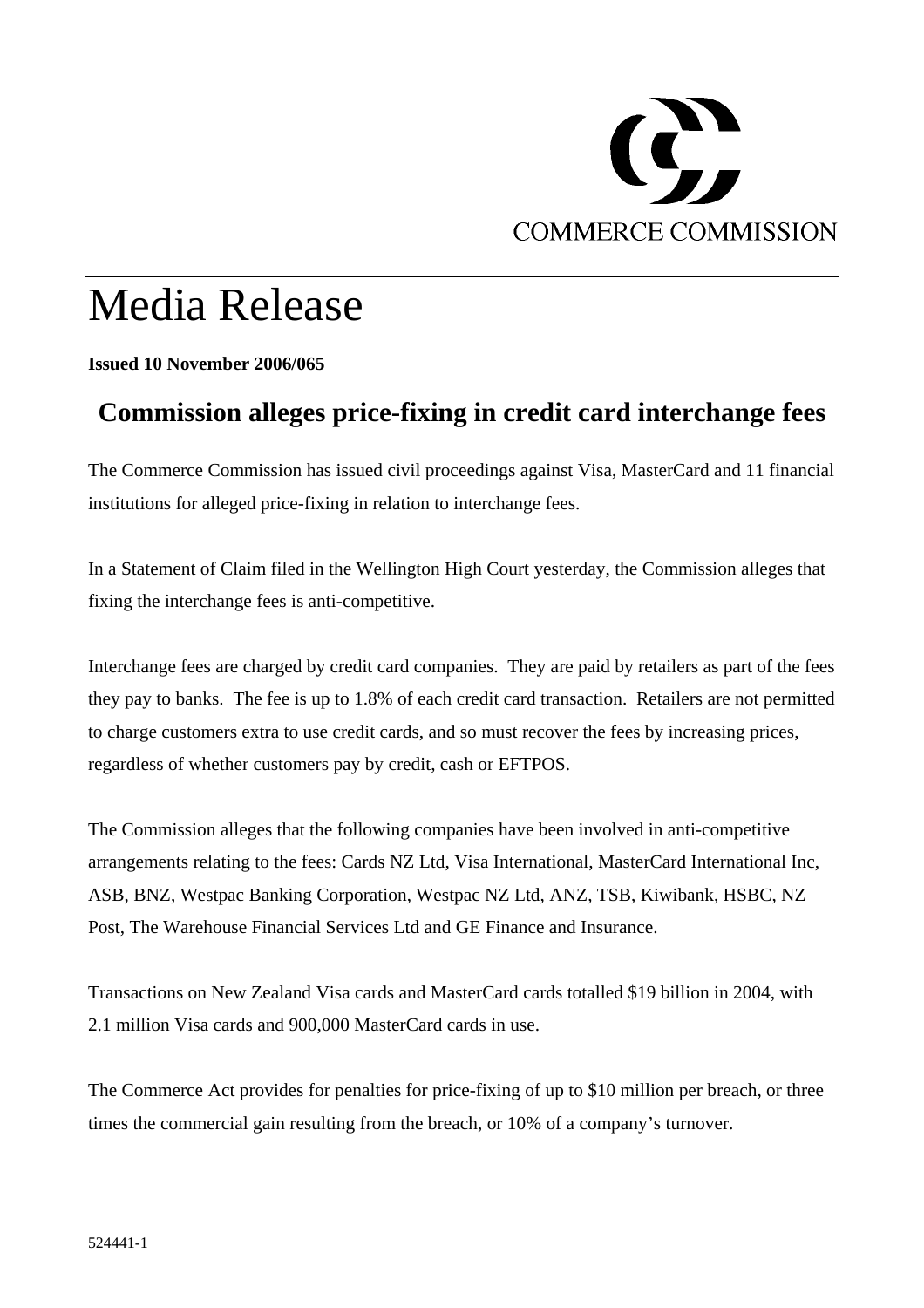COMMERCE COMMISSION

# Media Release

**Issued 10 November 2006/065**

## Commission alleges price-fixing in credit card interchange fees

The Commerce Commission has issued civil proceedings against Visa, MasterCard and 11 financial institutions for alleged price-fixing in relation to interchange fees.

In a Statement of Claim filed in the Wellington High Court yesterday, the Commission alleges that fixing the interchange fees is anti-competitive.

Interchange fees are charged by credit card companies. They are paid by retailers as part of the fees they pay to banks. The fee is up to 1.8% of each credit card transaction. Retailers are not permitted to charge customers extra to use credit cards, and so must recover the fees by increasing prices, regardless of whether customers pay by credit, cash or EFTPOS.

The Commission alleges that the following companies have been involved in anti-competitive arrangements relating to the fees: Cards NZ Ltd, Visa International, MasterCard International Inc, ASB, BNZ, Westpac Banking Corporation, Westpac NZ Ltd, ANZ, TSB, Kiwibank, HSBC, NZ Post, The Warehouse Financial Services Ltd and GE Finance and Insurance.

Transactions on New Zealand Visa cards and MasterCard cards totalled $19 billion in 2004, with 2.1 million Visa cards and 900,000 MasterCard cards in use.

The Commerce Act provides for penalties for price-fixing of up to $10 million per breach, or three times the commercial gain resulting from the breach, or 10% of a company's turnover.

524441-1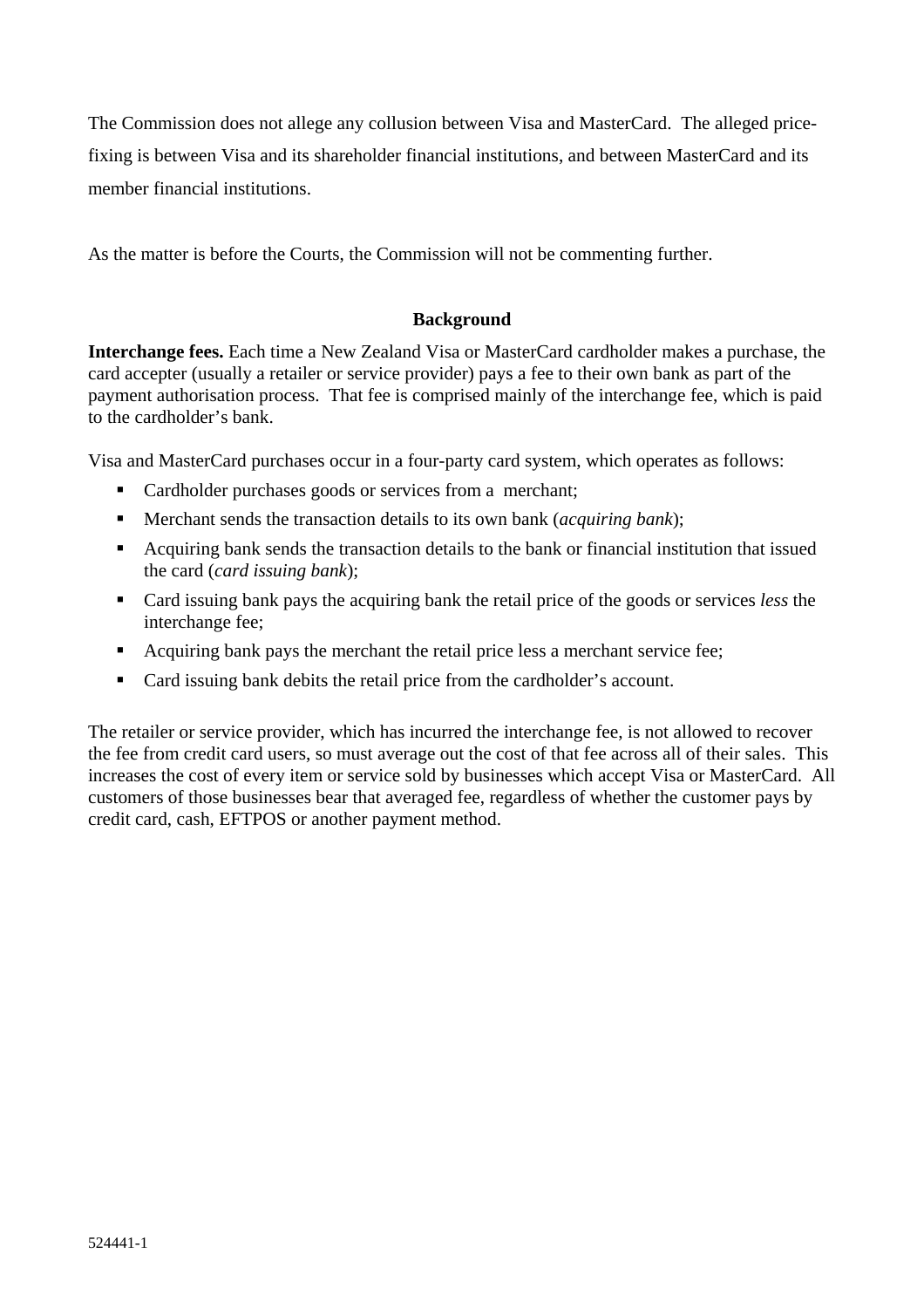The Commission does not allege any collusion between Visa and MasterCard. The alleged price-fixing is between Visa and its shareholder financial institutions, and between MasterCard and its member financial institutions.

As the matter is before the Courts, the Commission will not be commenting further.

## Background

**Interchange fees.** Each time a New Zealand Visa or MasterCard cardholder makes a purchase, the card accepter (usually a retailer or service provider) pays a fee to their own bank as part of the payment authorisation process. That fee is comprised mainly of the interchange fee, which is paid to the cardholder's bank.

Visa and MasterCard purchases occur in a four-party card system, which operates as follows:

- Cardholder purchases goods or services from a merchant;
- Merchant sends the transaction details to its own bank (*acquiring bank*);
- Acquiring bank sends the transaction details to the bank or financial institution that issued the card (*card issuing bank*);
- Card issuing bank pays the acquiring bank the retail price of the goods or services *less* the interchange fee;
- Acquiring bank pays the merchant the retail price less a merchant service fee;
- Card issuing bank debits the retail price from the cardholder's account.

The retailer or service provider, which has incurred the interchange fee, is not allowed to recover the fee from credit card users, so must average out the cost of that fee across all of their sales. This increases the cost of every item or service sold by businesses which accept Visa or MasterCard. All customers of those businesses bear that averaged fee, regardless of whether the customer pays by credit card, cash, EFTPOS or another payment method.

524441-1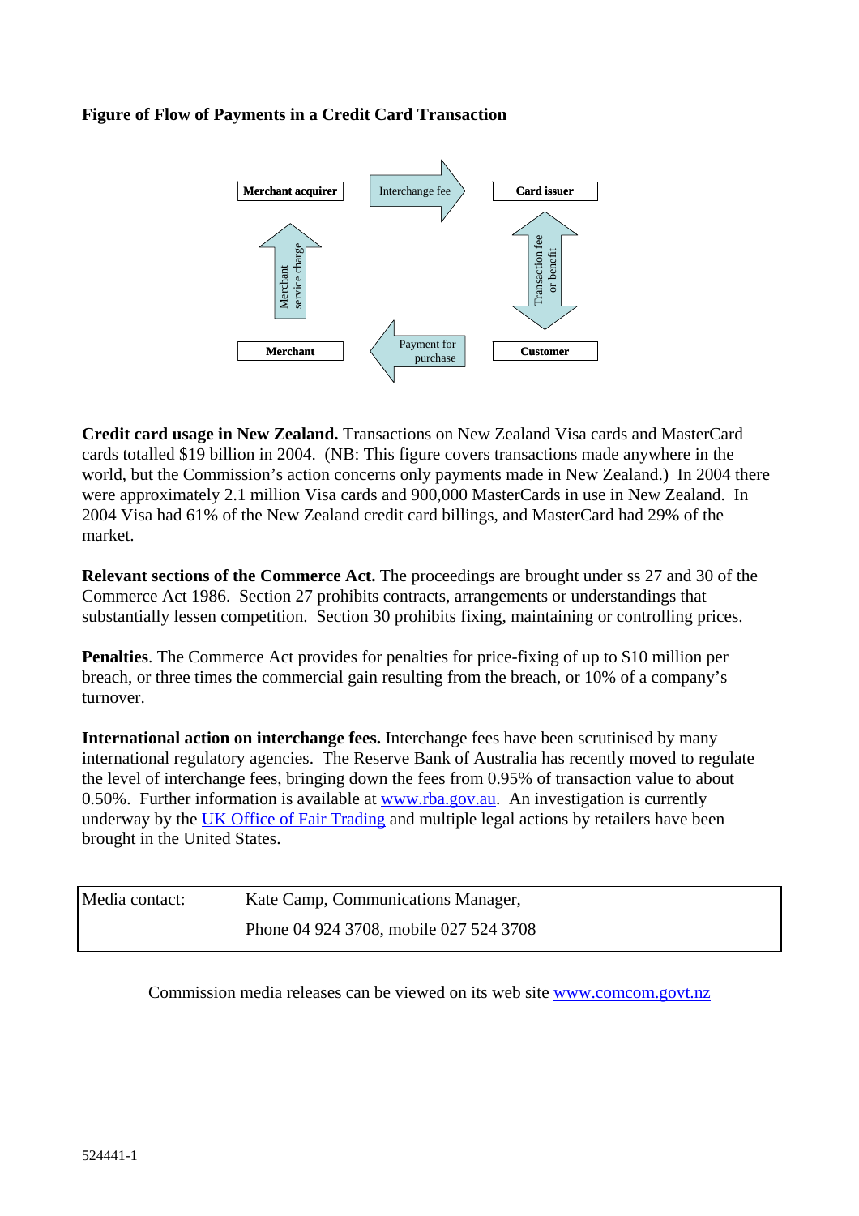**Figure of Flow of Payments in a Credit Card Transaction**

Merchant acquirer

Interchange fee

Card issuer

Merchant service charge

Transaction fee or benefit

Merchant

Payment for purchase

Customer

**Credit card usage in New Zealand.** Transactions on New Zealand Visa cards and MasterCard cards totalled $19 billion in 2004. (NB: This figure covers transactions made anywhere in the world, but the Commission's action concerns only payments made in New Zealand.) In 2004 there were approximately 2.1 million Visa cards and 900,000 MasterCards in use in New Zealand. In 2004 Visa had 61% of the New Zealand credit card billings, and MasterCard had 29% of the market.

**Relevant sections of the Commerce Act.** The proceedings are brought under ss 27 and 30 of the Commerce Act 1986. Section 27 prohibits contracts, arrangements or understandings that substantially lessen competition. Section 30 prohibits fixing, maintaining or controlling prices.

**Penalties**. The Commerce Act provides for penalties for price-fixing of up to $10 million per breach, or three times the commercial gain resulting from the breach, or 10% of a company's turnover.

**International action on interchange fees.** Interchange fees have been scrutinised by many international regulatory agencies. The Reserve Bank of Australia has recently moved to regulate the level of interchange fees, bringing down the fees from 0.95% of transaction value to about 0.50%. Further information is available at www.rba.gov.au. An investigation is currently underway by the UK Office of Fair Trading and multiple legal actions by retailers have been brought in the United States.

| | |
|---|---|
| Media contact: | Kate Camp, Communications Manager, |
| | Phone 04 924 3708, mobile 027 524 3708 |

Commission media releases can be viewed on its web site www.comcom.govt.nz

524441-1